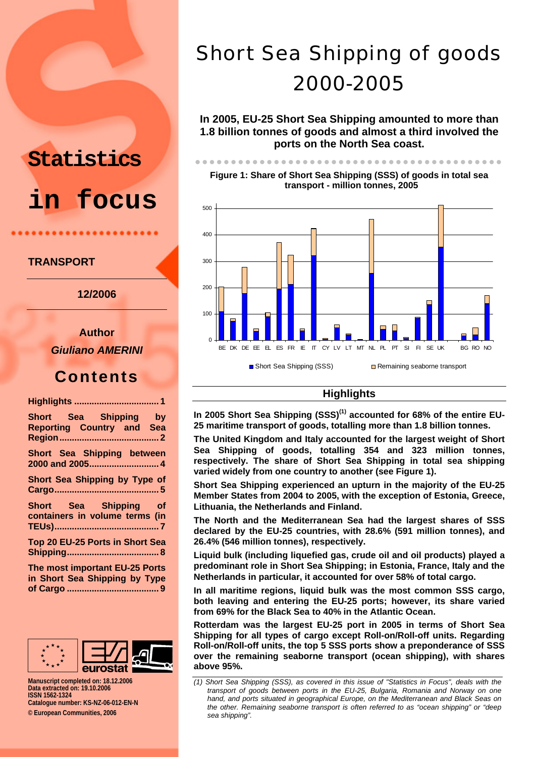# Statistics in focus

**TRANSPORT**

**12/2006**

**Author**
***Giuliano AMERINI***

## Contents

**Highlights .................................. 1**

**Short Sea Shipping by Reporting Country and Sea Region ........................................ 2**

**Short Sea Shipping between 2000 and 2005............................ 4**

**Short Sea Shipping by Type of Cargo.......................................... 5**

**Short Sea Shipping of containers in volume terms (in TEUs).......................................... 7**

**Top 20 EU-25 Ports in Short Sea Shipping.................................... 8**

**The most important EU-25 Ports in Short Sea Shipping by Type of Cargo ..................................... 9**

**Manuscript completed on: 18.12.2006**
**Data extracted on: 19.10.2006**
**ISSN 1562-1324**
**Catalogue number: KS-NZ-06-012-EN-N**
**© European Communities, 2006**

# Short Sea Shipping of goods 2000-2005

**In 2005, EU-25 Short Sea Shipping amounted to more than 1.8 billion tonnes of goods and almost a third involved the ports on the North Sea coast.**

**Figure 1: Share of Short Sea Shipping (SSS) of goods in total sea transport - million tonnes, 2005**

## Highlights

**In 2005 Short Sea Shipping (SSS)[(1)] accounted for 68% of the entire EU-25 maritime transport of goods, totalling more than 1.8 billion tonnes.**

**The United Kingdom and Italy accounted for the largest weight of Short Sea Shipping of goods, totalling 354 and 323 million tonnes, respectively. The share of Short Sea Shipping in total sea shipping varied widely from one country to another (see Figure 1).**

**Short Sea Shipping experienced an upturn in the majority of the EU-25 Member States from 2004 to 2005, with the exception of Estonia, Greece, Lithuania, the Netherlands and Finland.**

**The North and the Mediterranean Sea had the largest shares of SSS declared by the EU-25 countries, with 28.6% (591 million tonnes), and 26.4% (546 million tonnes), respectively.**

**Liquid bulk (including liquefied gas, crude oil and oil products) played a predominant role in Short Sea Shipping; in Estonia, France, Italy and the Netherlands in particular, it accounted for over 58% of total cargo.**

**In all maritime regions, liquid bulk was the most common SSS cargo, both leaving and entering the EU-25 ports; however, its share varied from 69% for the Black Sea to 40% in the Atlantic Ocean.**

**Rotterdam was the largest EU-25 port in 2005 in terms of Short Sea Shipping for all types of cargo except Roll-on/Roll-off units. Regarding Roll-on/Roll-off units, the top 5 SSS ports show a preponderance of SSS over the remaining seaborne transport (ocean shipping), with shares above 95%.**

*(1) Short Sea Shipping (SSS), as covered in this issue of "Statistics in Focus", deals with the transport of goods between ports in the EU-25, Bulgaria, Romania and Norway on one hand, and ports situated in geographical Europe, on the Mediterranean and Black Seas on the other. Remaining seaborne transport is often referred to as "ocean shipping" or "deep sea shipping".*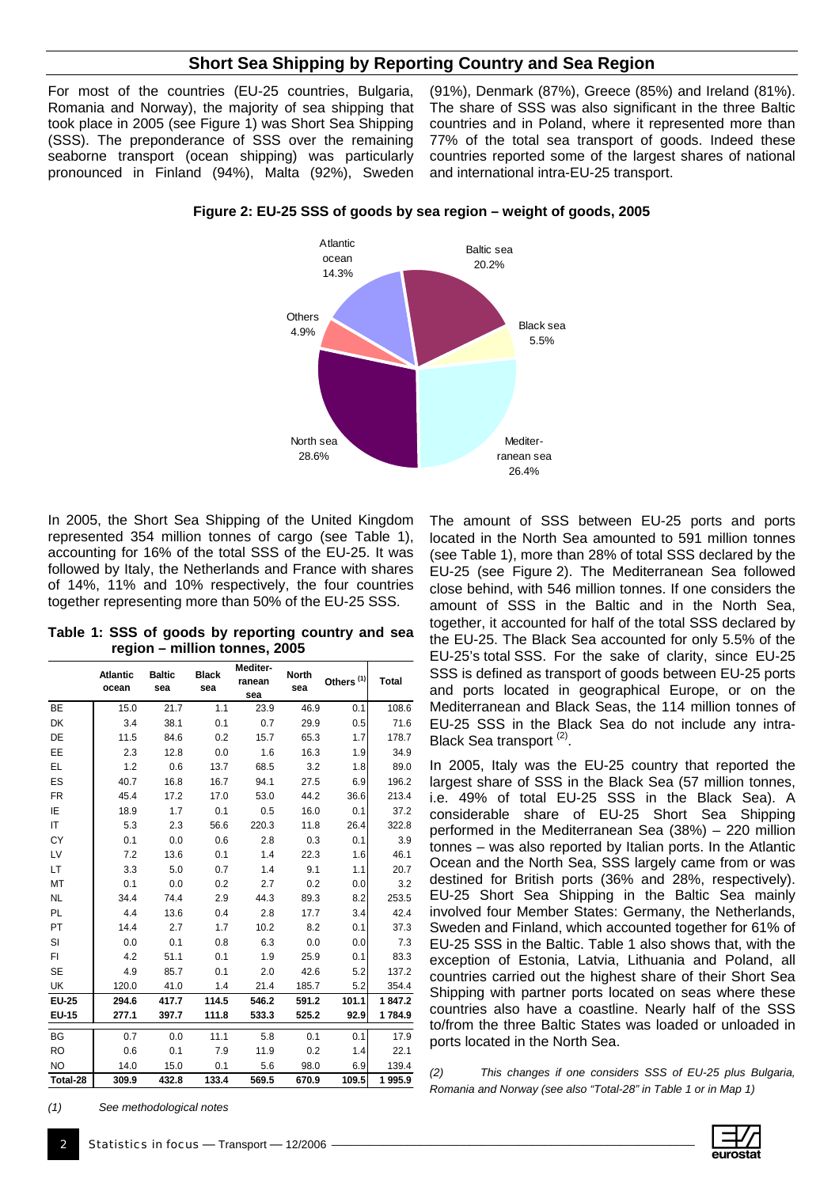## Short Sea Shipping by Reporting Country and Sea Region

For most of the countries (EU-25 countries, Bulgaria, Romania and Norway), the majority of sea shipping that took place in 2005 (see Figure 1) was Short Sea Shipping (SSS). The preponderance of SSS over the remaining seaborne transport (ocean shipping) was particularly pronounced in Finland (94%), Malta (92%), Sweden (91%), Denmark (87%), Greece (85%) and Ireland (81%). The share of SSS was also significant in the three Baltic countries and in Poland, where it represented more than 77% of the total sea transport of goods. Indeed these countries reported some of the largest shares of national and international intra-EU-25 transport.

**Figure 2: EU-25 SSS of goods by sea region – weight of goods, 2005**

Atlantic ocean 14.3%, Baltic sea 20.2%, Black sea 5.5%, Mediterranean sea 26.4%, North sea 28.6%, Others 4.9%

In 2005, the Short Sea Shipping of the United Kingdom represented 354 million tonnes of cargo (see Table 1), accounting for 16% of the total SSS of the EU-25. It was followed by Italy, the Netherlands and France with shares of 14%, 11% and 10% respectively, the four countries together representing more than 50% of the EU-25 SSS.

**Table 1: SSS of goods by reporting country and sea region – million tonnes, 2005**

| | Atlantic ocean | Baltic sea | Black sea | Mediterranean sea | North sea | Others (1) | Total |
|---|---|---|---|---|---|---|---|
| BE | 15.0 | 21.7 | 1.1 | 23.9 | 46.9 | 0.1 | 108.6 |
| DK | 3.4 | 38.1 | 0.1 | 0.7 | 29.9 | 0.5 | 71.6 |
| DE | 11.5 | 84.6 | 0.2 | 15.7 | 65.3 | 1.7 | 178.7 |
| EE | 2.3 | 12.8 | 0.0 | 1.6 | 16.3 | 1.9 | 34.9 |
| EL | 1.2 | 0.6 | 13.7 | 68.5 | 3.2 | 1.8 | 89.0 |
| ES | 40.7 | 16.8 | 16.7 | 94.1 | 27.5 | 6.9 | 196.2 |
| FR | 45.4 | 17.2 | 17.0 | 53.0 | 44.2 | 36.6 | 213.4 |
| IE | 18.9 | 1.7 | 0.1 | 0.5 | 16.0 | 0.1 | 37.2 |
| IT | 5.3 | 2.3 | 56.6 | 220.3 | 11.8 | 26.4 | 322.8 |
| CY | 0.1 | 0.0 | 0.6 | 2.8 | 0.3 | 0.1 | 3.9 |
| LV | 7.2 | 13.6 | 0.1 | 1.4 | 22.3 | 1.6 | 46.1 |
| LT | 3.3 | 5.0 | 0.7 | 1.4 | 9.1 | 1.1 | 20.7 |
| MT | 0.1 | 0.0 | 0.2 | 2.7 | 0.2 | 0.0 | 3.2 |
| NL | 34.4 | 74.4 | 2.9 | 44.3 | 89.3 | 8.2 | 253.5 |
| PL | 4.4 | 13.6 | 0.4 | 2.8 | 17.7 | 3.4 | 42.4 |
| PT | 14.4 | 2.7 | 1.7 | 10.2 | 8.2 | 0.1 | 37.3 |
| SI | 0.0 | 0.1 | 0.8 | 6.3 | 0.0 | 0.0 | 7.3 |
| FI | 4.2 | 51.1 | 0.1 | 1.9 | 25.9 | 0.1 | 83.3 |
| SE | 4.9 | 85.7 | 0.1 | 2.0 | 42.6 | 5.2 | 137.2 |
| UK | 120.0 | 41.0 | 1.4 | 21.4 | 185.7 | 5.2 | 354.4 |
| **EU-25** | **294.6** | **417.7** | **114.5** | **546.2** | **591.2** | **101.1** | **1 847.2** |
| **EU-15** | **277.1** | **397.7** | **111.8** | **533.3** | **525.2** | **92.9** | **1 784.9** |
| BG | 0.7 | 0.0 | 11.1 | 5.8 | 0.1 | 0.1 | 17.9 |
| RO | 0.6 | 0.1 | 7.9 | 11.9 | 0.2 | 1.4 | 22.1 |
| NO | 14.0 | 15.0 | 0.1 | 5.6 | 98.0 | 6.9 | 139.4 |
| **Total-28** | **309.9** | **432.8** | **133.4** | **569.5** | **670.9** | **109.5** | **1 995.9** |

*(1) See methodological notes*

The amount of SSS between EU-25 ports and ports located in the North Sea amounted to 591 million tonnes (see Table 1), more than 28% of total SSS declared by the EU-25 (see Figure 2). The Mediterranean Sea followed close behind, with 546 million tonnes. If one considers the amount of SSS in the Baltic and in the North Sea, together, it accounted for half of the total SSS declared by the EU-25. The Black Sea accounted for only 5.5% of the EU-25's total SSS. For the sake of clarity, since EU-25 SSS is defined as transport of goods between EU-25 ports and ports located in geographical Europe, or on the Mediterranean and Black Seas, the 114 million tonnes of EU-25 SSS in the Black Sea do not include any intra-Black Sea transport (2).

In 2005, Italy was the EU-25 country that reported the largest share of SSS in the Black Sea (57 million tonnes, i.e. 49% of total EU-25 SSS in the Black Sea). A considerable share of EU-25 Short Sea Shipping performed in the Mediterranean Sea (38%) – 220 million tonnes – was also reported by Italian ports. In the Atlantic Ocean and the North Sea, SSS largely came from or was destined for British ports (36% and 28%, respectively). EU-25 Short Sea Shipping in the Baltic Sea mainly involved four Member States: Germany, the Netherlands, Sweden and Finland, which accounted together for 61% of EU-25 SSS in the Baltic. Table 1 also shows that, with the exception of Estonia, Latvia, Lithuania and Poland, all countries carried out the highest share of their Short Sea Shipping with partner ports located on seas where these countries also have a coastline. Nearly half of the SSS to/from the three Baltic States was loaded or unloaded in ports located in the North Sea.

*(2) This changes if one considers SSS of EU-25 plus Bulgaria, Romania and Norway (see also "Total-28" in Table 1 or in Map 1)*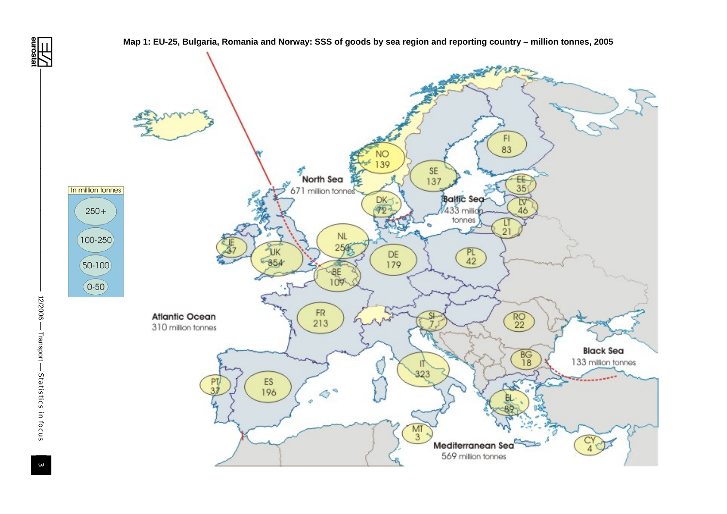**Map 1: EU-25, Bulgaria, Romania and Norway: SSS of goods by sea region and reporting country – million tonnes, 2005**

In million tonnes

- 250+
- 100-250
- 50-100
- 0-50

North Sea
671 million tonnes

Baltic Sea
433 million tonnes

Atlantic Ocean
310 million tonnes

Mediterranean Sea
569 million tonnes

Black Sea
133 million tonnes

| Country | Million tonnes |
| --- | --- |
| NO | 139 |
| SE | 137 |
| FI | 83 |
| EE | 35 |
| LV | 46 |
| LT | 21 |
| PL | 42 |
| DK | 72 |
| DE | 179 |
| NL | 254 |
| BE | 109 |
| UK | 354 |
| IE | 37 |
| FR | 213 |
| ES | 196 |
| PT | 37 |
| IT | 323 |
| SI | 7 |
| MT | 3 |
| EL | 89 |
| CY | 4 |
| RO | 22 |
| BG | 18 |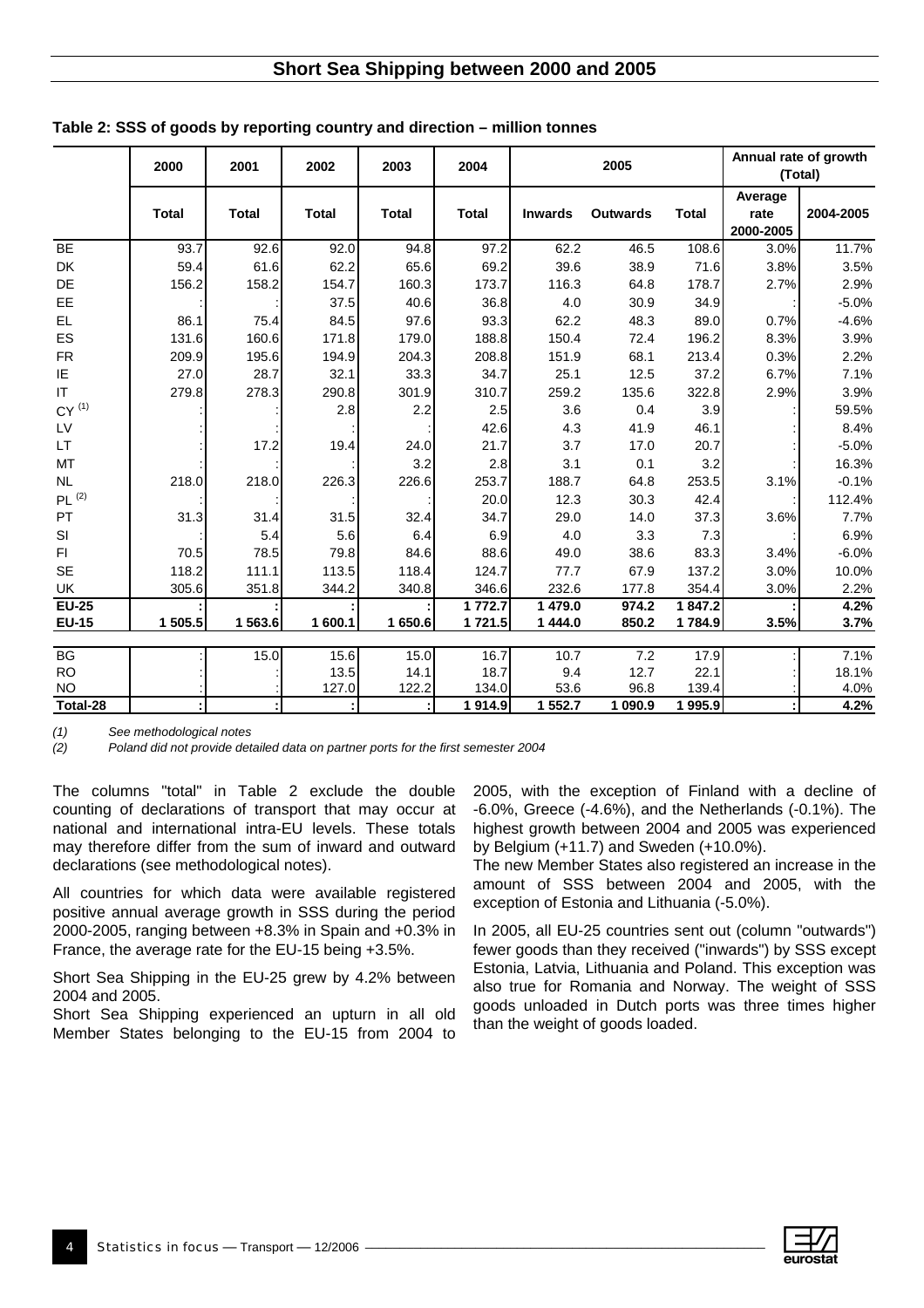**Table 2: SSS of goods by reporting country and direction – million tonnes**

| | 2000 | 2001 | 2002 | 2003 | 2004 | 2005 | | | Annual rate of growth (Total) | |
|---|---|---|---|---|---|---|---|---|---|---|
| | Total | Total | Total | Total | Total | Inwards | Outwards | Total | Average rate 2000-2005 | 2004-2005 |
| BE | 93.7 | 92.6 | 92.0 | 94.8 | 97.2 | 62.2 | 46.5 | 108.6 | 3.0% | 11.7% |
| DK | 59.4 | 61.6 | 62.2 | 65.6 | 69.2 | 39.6 | 38.9 | 71.6 | 3.8% | 3.5% |
| DE | 156.2 | 158.2 | 154.7 | 160.3 | 173.7 | 116.3 | 64.8 | 178.7 | 2.7% | 2.9% |
| EE | : | : | 37.5 | 40.6 | 36.8 | 4.0 | 30.9 | 34.9 | : | -5.0% |
| EL | 86.1 | 75.4 | 84.5 | 97.6 | 93.3 | 62.2 | 48.3 | 89.0 | 0.7% | -4.6% |
| ES | 131.6 | 160.6 | 171.8 | 179.0 | 188.8 | 150.4 | 72.4 | 196.2 | 8.3% | 3.9% |
| FR | 209.9 | 195.6 | 194.9 | 204.3 | 208.8 | 151.9 | 68.1 | 213.4 | 0.3% | 2.2% |
| IE | 27.0 | 28.7 | 32.1 | 33.3 | 34.7 | 25.1 | 12.5 | 37.2 | 6.7% | 7.1% |
| IT | 279.8 | 278.3 | 290.8 | 301.9 | 310.7 | 259.2 | 135.6 | 322.8 | 2.9% | 3.9% |
| CY (1) | : | : | 2.8 | 2.2 | 2.5 | 3.6 | 0.4 | 3.9 | : | 59.5% |
| LV | : | : | : | : | 42.6 | 4.3 | 41.9 | 46.1 | : | 8.4% |
| LT | : | 17.2 | 19.4 | 24.0 | 21.7 | 3.7 | 17.0 | 20.7 | : | -5.0% |
| MT | : | : | : | 3.2 | 2.8 | 3.1 | 0.1 | 3.2 | : | 16.3% |
| NL | 218.0 | 218.0 | 226.3 | 226.6 | 253.7 | 188.7 | 64.8 | 253.5 | 3.1% | -0.1% |
| PL (2) | : | : | : | : | 20.0 | 12.3 | 30.3 | 42.4 | : | 112.4% |
| PT | 31.3 | 31.4 | 31.5 | 32.4 | 34.7 | 29.0 | 14.0 | 37.3 | 3.6% | 7.7% |
| SI | : | 5.4 | 5.6 | 6.4 | 6.9 | 4.0 | 3.3 | 7.3 | : | 6.9% |
| FI | 70.5 | 78.5 | 79.8 | 84.6 | 88.6 | 49.0 | 38.6 | 83.3 | 3.4% | -6.0% |
| SE | 118.2 | 111.1 | 113.5 | 118.4 | 124.7 | 77.7 | 67.9 | 137.2 | 3.0% | 10.0% |
| UK | 305.6 | 351.8 | 344.2 | 340.8 | 346.6 | 232.6 | 177.8 | 354.4 | 3.0% | 2.2% |
| **EU-25** | **:** | **:** | **:** | **:** | **1 772.7** | **1 479.0** | **974.2** | **1 847.2** | **:** | **4.2%** |
| **EU-15** | **1 505.5** | **1 563.6** | **1 600.1** | **1 650.6** | **1 721.5** | **1 444.0** | **850.2** | **1 784.9** | **3.5%** | **3.7%** |
| BG | : | 15.0 | 15.6 | 15.0 | 16.7 | 10.7 | 7.2 | 17.9 | : | 7.1% |
| RO | : | : | 13.5 | 14.1 | 18.7 | 9.4 | 12.7 | 22.1 | : | 18.1% |
| NO | : | : | 127.0 | 122.2 | 134.0 | 53.6 | 96.8 | 139.4 | : | 4.0% |
| **Total-28** | **:** | **:** | **:** | **:** | **1 914.9** | **1 552.7** | **1 090.9** | **1 995.9** | **:** | **4.2%** |

*(1) See methodological notes*
*(2) Poland did not provide detailed data on partner ports for the first semester 2004*

The columns "total" in Table 2 exclude the double counting of declarations of transport that may occur at national and international intra-EU levels. These totals may therefore differ from the sum of inward and outward declarations (see methodological notes).

All countries for which data were available registered positive annual average growth in SSS during the period 2000-2005, ranging between +8.3% in Spain and +0.3% in France, the average rate for the EU-15 being +3.5%.

Short Sea Shipping in the EU-25 grew by 4.2% between 2004 and 2005.

Short Sea Shipping experienced an upturn in all old Member States belonging to the EU-15 from 2004 to 2005, with the exception of Finland with a decline of -6.0%, Greece (-4.6%), and the Netherlands (-0.1%). The highest growth between 2004 and 2005 was experienced by Belgium (+11.7) and Sweden (+10.0%).

The new Member States also registered an increase in the amount of SSS between 2004 and 2005, with the exception of Estonia and Lithuania (-5.0%).

In 2005, all EU-25 countries sent out (column "outwards") fewer goods than they received ("inwards") by SSS except Estonia, Latvia, Lithuania and Poland. This exception was also true for Romania and Norway. The weight of SSS goods unloaded in Dutch ports was three times higher than the weight of goods loaded.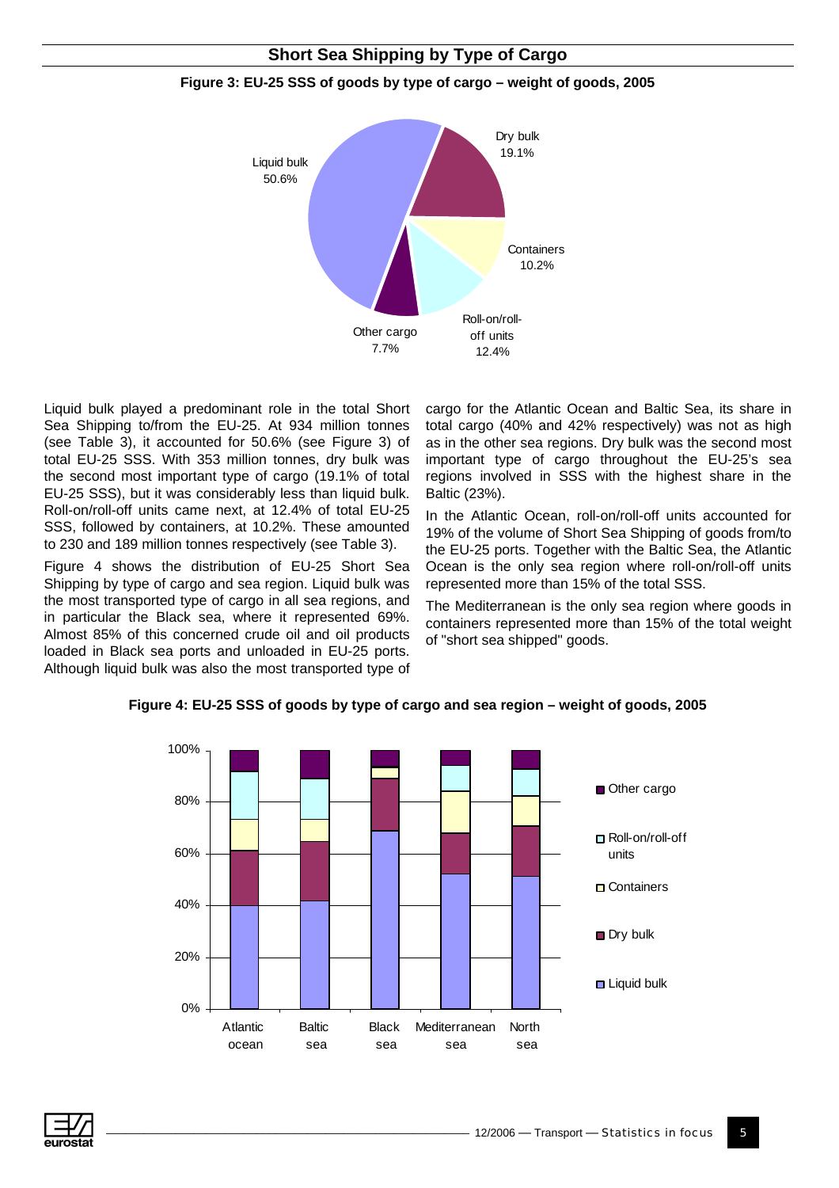## Short Sea Shipping by Type of Cargo

**Figure 3: EU-25 SSS of goods by type of cargo – weight of goods, 2005**

Liquid bulk 50.6%
Dry bulk 19.1%
Containers 10.2%
Roll-on/roll-off units 12.4%
Other cargo 7.7%

Liquid bulk played a predominant role in the total Short Sea Shipping to/from the EU-25. At 934 million tonnes (see Table 3), it accounted for 50.6% (see Figure 3) of total EU-25 SSS. With 353 million tonnes, dry bulk was the second most important type of cargo (19.1% of total EU-25 SSS), but it was considerably less than liquid bulk. Roll-on/roll-off units came next, at 12.4% of total EU-25 SSS, followed by containers, at 10.2%. These amounted to 230 and 189 million tonnes respectively (see Table 3).

Figure 4 shows the distribution of EU-25 Short Sea Shipping by type of cargo and sea region. Liquid bulk was the most transported type of cargo in all sea regions, and in particular the Black sea, where it represented 69%. Almost 85% of this concerned crude oil and oil products loaded in Black sea ports and unloaded in EU-25 ports. Although liquid bulk was also the most transported type of cargo for the Atlantic Ocean and Baltic Sea, its share in total cargo (40% and 42% respectively) was not as high as in the other sea regions. Dry bulk was the second most important type of cargo throughout the EU-25's sea regions involved in SSS with the highest share in the Baltic (23%).

In the Atlantic Ocean, roll-on/roll-off units accounted for 19% of the volume of Short Sea Shipping of goods from/to the EU-25 ports. Together with the Baltic Sea, the Atlantic Ocean is the only sea region where roll-on/roll-off units represented more than 15% of the total SSS.

The Mediterranean is the only sea region where goods in containers represented more than 15% of the total weight of "short sea shipped" goods.

**Figure 4: EU-25 SSS of goods by type of cargo and sea region – weight of goods, 2005**

Legend: Other cargo; Roll-on/roll-off units; Containers; Dry bulk; Liquid bulk

Categories: Atlantic ocean; Baltic sea; Black sea; Mediterranean sea; North sea

Axis: 0%, 20%, 40%, 60%, 80%, 100%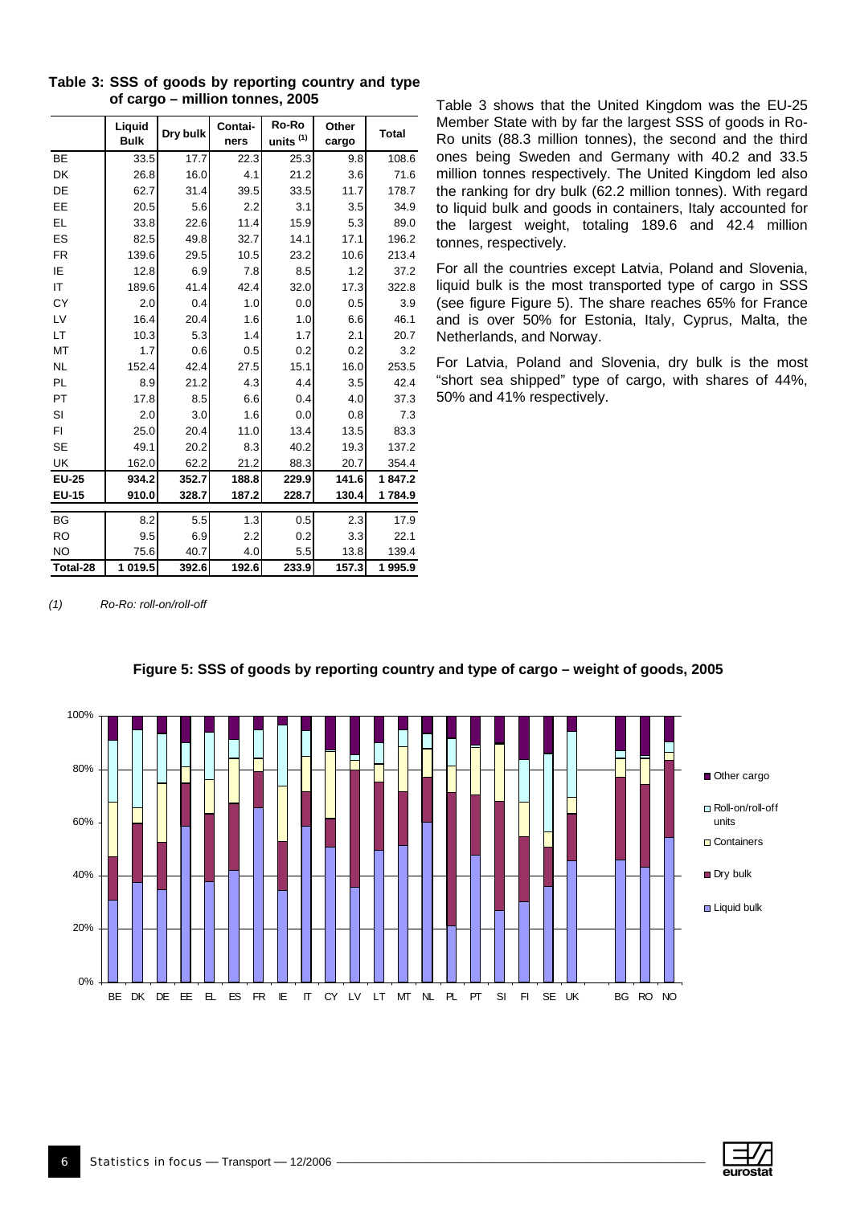**Table 3: SSS of goods by reporting country and type of cargo – million tonnes, 2005**

| | Liquid Bulk | Dry bulk | Containers | Ro-Ro units (1) | Other cargo | Total |
|---|---|---|---|---|---|---|
| BE | 33.5 | 17.7 | 22.3 | 25.3 | 9.8 | 108.6 |
| DK | 26.8 | 16.0 | 4.1 | 21.2 | 3.6 | 71.6 |
| DE | 62.7 | 31.4 | 39.5 | 33.5 | 11.7 | 178.7 |
| EE | 20.5 | 5.6 | 2.2 | 3.1 | 3.5 | 34.9 |
| EL | 33.8 | 22.6 | 11.4 | 15.9 | 5.3 | 89.0 |
| ES | 82.5 | 49.8 | 32.7 | 14.1 | 17.1 | 196.2 |
| FR | 139.6 | 29.5 | 10.5 | 23.2 | 10.6 | 213.4 |
| IE | 12.8 | 6.9 | 7.8 | 8.5 | 1.2 | 37.2 |
| IT | 189.6 | 41.4 | 42.4 | 32.0 | 17.3 | 322.8 |
| CY | 2.0 | 0.4 | 1.0 | 0.0 | 0.5 | 3.9 |
| LV | 16.4 | 20.4 | 1.6 | 1.0 | 6.6 | 46.1 |
| LT | 10.3 | 5.3 | 1.4 | 1.7 | 2.1 | 20.7 |
| MT | 1.7 | 0.6 | 0.5 | 0.2 | 0.2 | 3.2 |
| NL | 152.4 | 42.4 | 27.5 | 15.1 | 16.0 | 253.5 |
| PL | 8.9 | 21.2 | 4.3 | 4.4 | 3.5 | 42.4 |
| PT | 17.8 | 8.5 | 6.6 | 0.4 | 4.0 | 37.3 |
| SI | 2.0 | 3.0 | 1.6 | 0.0 | 0.8 | 7.3 |
| FI | 25.0 | 20.4 | 11.0 | 13.4 | 13.5 | 83.3 |
| SE | 49.1 | 20.2 | 8.3 | 40.2 | 19.3 | 137.2 |
| UK | 162.0 | 62.2 | 21.2 | 88.3 | 20.7 | 354.4 |
| **EU-25** | **934.2** | **352.7** | **188.8** | **229.9** | **141.6** | **1 847.2** |
| **EU-15** | **910.0** | **328.7** | **187.2** | **228.7** | **130.4** | **1 784.9** |
| BG | 8.2 | 5.5 | 1.3 | 0.5 | 2.3 | 17.9 |
| RO | 9.5 | 6.9 | 2.2 | 0.2 | 3.3 | 22.1 |
| NO | 75.6 | 40.7 | 4.0 | 5.5 | 13.8 | 139.4 |
| **Total-28** | **1 019.5** | **392.6** | **192.6** | **233.9** | **157.3** | **1 995.9** |

*(1) Ro-Ro: roll-on/roll-off*

Table 3 shows that the United Kingdom was the EU-25 Member State with by far the largest SSS of goods in Ro-Ro units (88.3 million tonnes), the second and the third ones being Sweden and Germany with 40.2 and 33.5 million tonnes respectively. The United Kingdom led also the ranking for dry bulk (62.2 million tonnes). With regard to liquid bulk and goods in containers, Italy accounted for the largest weight, totaling 189.6 and 42.4 million tonnes, respectively.

For all the countries except Latvia, Poland and Slovenia, liquid bulk is the most transported type of cargo in SSS (see figure Figure 5). The share reaches 65% for France and is over 50% for Estonia, Italy, Cyprus, Malta, the Netherlands, and Norway.

For Latvia, Poland and Slovenia, dry bulk is the most "short sea shipped" type of cargo, with shares of 44%, 50% and 41% respectively.

**Figure 5: SSS of goods by reporting country and type of cargo – weight of goods, 2005**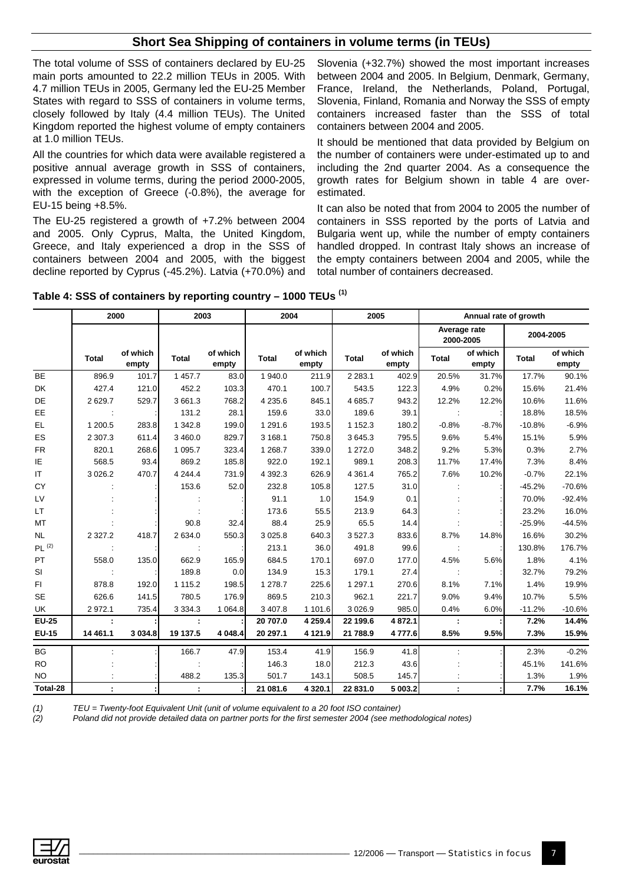## Short Sea Shipping of containers in volume terms (in TEUs)

The total volume of SSS of containers declared by EU-25 main ports amounted to 22.2 million TEUs in 2005. With 4.7 million TEUs in 2005, Germany led the EU-25 Member States with regard to SSS of containers in volume terms, closely followed by Italy (4.4 million TEUs). The United Kingdom reported the highest volume of empty containers at 1.0 million TEUs.

All the countries for which data were available registered a positive annual average growth in SSS of containers, expressed in volume terms, during the period 2000-2005, with the exception of Greece (-0.8%), the average for EU-15 being +8.5%.

The EU-25 registered a growth of +7.2% between 2004 and 2005. Only Cyprus, Malta, the United Kingdom, Greece, and Italy experienced a drop in the SSS of containers between 2004 and 2005, with the biggest decline reported by Cyprus (-45.2%). Latvia (+70.0%) and Slovenia (+32.7%) showed the most important increases between 2004 and 2005. In Belgium, Denmark, Germany, France, Ireland, the Netherlands, Poland, Portugal, Slovenia, Finland, Romania and Norway the SSS of empty containers increased faster than the SSS of total containers between 2004 and 2005.

It should be mentioned that data provided by Belgium on the number of containers were under-estimated up to and including the 2nd quarter 2004. As a consequence the growth rates for Belgium shown in table 4 are over-estimated.

It can also be noted that from 2004 to 2005 the number of containers in SSS reported by the ports of Latvia and Bulgaria went up, while the number of empty containers handled dropped. In contrast Italy shows an increase of the empty containers between 2004 and 2005, while the total number of containers decreased.

**Table 4: SSS of containers by reporting country – 1000 TEUs [(1)]**

| | 2000 | | 2003 | | 2004 | | 2005 | | Annual rate of growth | | | |
|---|---|---|---|---|---|---|---|---|---|---|---|---|
| | | | | | | | | | Average rate 2000-2005 | | 2004-2005 | |
| | Total | of which empty | Total | of which empty | Total | of which empty | Total | of which empty | Total | of which empty | Total | of which empty |
| BE | 896.9 | 101.7 | 1 457.7 | 83.0 | 1 940.0 | 211.9 | 2 283.1 | 402.9 | 20.5% | 31.7% | 17.7% | 90.1% |
| DK | 427.4 | 121.0 | 452.2 | 103.3 | 470.1 | 100.7 | 543.5 | 122.3 | 4.9% | 0.2% | 15.6% | 21.4% |
| DE | 2 629.7 | 529.7 | 3 661.3 | 768.2 | 4 235.6 | 845.1 | 4 685.7 | 943.2 | 12.2% | 12.2% | 10.6% | 11.6% |
| EE | : | : | 131.2 | 28.1 | 159.6 | 33.0 | 189.6 | 39.1 | : | : | 18.8% | 18.5% |
| EL | 1 200.5 | 283.8 | 1 342.8 | 199.0 | 1 291.6 | 193.5 | 1 152.3 | 180.2 | -0.8% | -8.7% | -10.8% | -6.9% |
| ES | 2 307.3 | 611.4 | 3 460.0 | 829.7 | 3 168.1 | 750.8 | 3 645.3 | 795.5 | 9.6% | 5.4% | 15.1% | 5.9% |
| FR | 820.1 | 268.6 | 1 095.7 | 323.4 | 1 268.7 | 339.0 | 1 272.0 | 348.2 | 9.2% | 5.3% | 0.3% | 2.7% |
| IE | 568.5 | 93.4 | 869.2 | 185.8 | 922.0 | 192.1 | 989.1 | 208.3 | 11.7% | 17.4% | 7.3% | 8.4% |
| IT | 3 026.2 | 470.7 | 4 244.4 | 731.9 | 4 392.3 | 626.9 | 4 361.4 | 765.2 | 7.6% | 10.2% | -0.7% | 22.1% |
| CY | : | : | 153.6 | 52.0 | 232.8 | 105.8 | 127.5 | 31.0 | : | : | -45.2% | -70.6% |
| LV | : | : | : | : | 91.1 | 1.0 | 154.9 | 0.1 | : | : | 70.0% | -92.4% |
| LT | : | : | : | : | 173.6 | 55.5 | 213.9 | 64.3 | : | : | 23.2% | 16.0% |
| MT | : | : | 90.8 | 32.4 | 88.4 | 25.9 | 65.5 | 14.4 | : | : | -25.9% | -44.5% |
| NL | 2 327.2 | 418.7 | 2 634.0 | 550.3 | 3 025.8 | 640.3 | 3 527.3 | 833.6 | 8.7% | 14.8% | 16.6% | 30.2% |
| PL [(2)] | : | : | : | : | 213.1 | 36.0 | 491.8 | 99.6 | : | : | 130.8% | 176.7% |
| PT | 558.0 | 135.0 | 662.9 | 165.9 | 684.5 | 170.1 | 697.0 | 177.0 | 4.5% | 5.6% | 1.8% | 4.1% |
| SI | : | : | 189.8 | 0.0 | 134.9 | 15.3 | 179.1 | 27.4 | : | : | 32.7% | 79.2% |
| FI | 878.8 | 192.0 | 1 115.2 | 198.5 | 1 278.7 | 225.6 | 1 297.1 | 270.6 | 8.1% | 7.1% | 1.4% | 19.9% |
| SE | 626.6 | 141.5 | 780.5 | 176.9 | 869.5 | 210.3 | 962.1 | 221.7 | 9.0% | 9.4% | 10.7% | 5.5% |
| UK | 2 972.1 | 735.4 | 3 334.3 | 1 064.8 | 3 407.8 | 1 101.6 | 3 026.9 | 985.0 | 0.4% | 6.0% | -11.2% | -10.6% |
| **EU-25** | **:** | **:** | **:** | **:** | **20 707.0** | **4 259.4** | **22 199.6** | **4 872.1** | **:** | **:** | **7.2%** | **14.4%** |
| **EU-15** | **14 461.1** | **3 034.8** | **19 137.5** | **4 048.4** | **20 297.1** | **4 121.9** | **21 788.9** | **4 777.6** | **8.5%** | **9.5%** | **7.3%** | **15.9%** |
| BG | : | : | 166.7 | 47.9 | 153.4 | 41.9 | 156.9 | 41.8 | : | : | 2.3% | -0.2% |
| RO | : | : | : | : | 146.3 | 18.0 | 212.3 | 43.6 | : | : | 45.1% | 141.6% |
| NO | : | : | 488.2 | 135.3 | 501.7 | 143.1 | 508.5 | 145.7 | : | : | 1.3% | 1.9% |
| **Total-28** | **:** | **:** | **:** | **:** | **21 081.6** | **4 320.1** | **22 831.0** | **5 003.2** | **:** | **:** | **7.7%** | **16.1%** |

*(1) TEU = Twenty-foot Equivalent Unit (unit of volume equivalent to a 20 foot ISO container)*

*(2) Poland did not provide detailed data on partner ports for the first semester 2004 (see methodological notes)*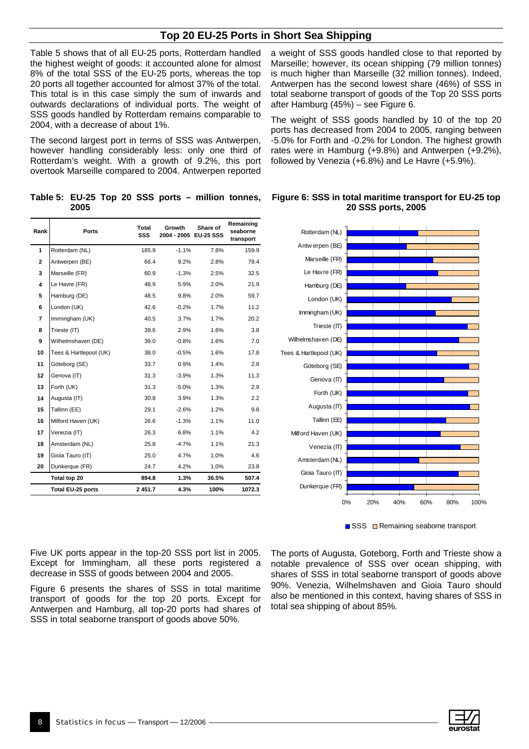## Top 20 EU-25 Ports in Short Sea Shipping

Table 5 shows that of all EU-25 ports, Rotterdam handled the highest weight of goods: it accounted alone for almost 8% of the total SSS of the EU-25 ports, whereas the top 20 ports all together accounted for almost 37% of the total. This total is in this case simply the sum of inwards and outwards declarations of individual ports. The weight of SSS goods handled by Rotterdam remains comparable to 2004, with a decrease of about 1%.

The second largest port in terms of SSS was Antwerpen, however handling considerably less: only one third of Rotterdam's weight. With a growth of 9.2%, this port overtook Marseille compared to 2004. Antwerpen reported a weight of SSS goods handled close to that reported by Marseille; however, its ocean shipping (79 million tonnes) is much higher than Marseille (32 million tonnes). Indeed, Antwerpen has the second lowest share (46%) of SSS in total seaborne transport of goods of the Top 20 SSS ports after Hamburg (45%) – see Figure 6.

The weight of SSS goods handled by 10 of the top 20 ports has decreased from 2004 to 2005, ranging between -5.0% for Forth and -0.2% for London. The highest growth rates were in Hamburg (+9.8%) and Antwerpen (+9.2%), followed by Venezia (+6.8%) and Le Havre (+5.9%).

**Table 5: EU-25 Top 20 SSS ports – million tonnes, 2005**

| Rank | Ports | Total SSS | Growth 2004 - 2005 | Share of EU-25 SSS | Remaining seaborne transport |
|---|---|---|---|---|---|
| 1 | Rotterdam (NL) | 185.9 | -1.1% | 7.8% | 159.9 |
| 2 | Antwerpen (BE) | 66.4 | 9.2% | 2.8% | 79.4 |
| 3 | Marseille (FR) | 60.9 | -1.3% | 2.5% | 32.5 |
| 4 | Le Havre (FR) | 48.9 | 5.9% | 2.0% | 21.9 |
| 5 | Hamburg (DE) | 48.5 | 9.8% | 2.0% | 59.7 |
| 6 | London (UK) | 42.6 | -0.2% | 1.7% | 11.2 |
| 7 | Immingham (UK) | 40.5 | 3.7% | 1.7% | 20.2 |
| 8 | Trieste (IT) | 39.6 | 2.9% | 1.6% | 3.8 |
| 9 | Wilhelmshaven (DE) | 39.0 | -0.8% | 1.6% | 7.0 |
| 10 | Tees & Hartlepool (UK) | 38.0 | -0.5% | 1.6% | 17.8 |
| 11 | Göteborg (SE) | 33.7 | 0.9% | 1.4% | 2.8 |
| 12 | Genova (IT) | 31.3 | -3.9% | 1.3% | 11.3 |
| 13 | Forth (UK) | 31.3 | -5.0% | 1.3% | 2.9 |
| 14 | Augusta (IT) | 30.8 | 3.9% | 1.3% | 2.2 |
| 15 | Tallinn (EE) | 29.1 | -2.6% | 1.2% | 9.8 |
| 16 | Milford Haven (UK) | 26.6 | -1.3% | 1.1% | 11.0 |
| 17 | Venezia (IT) | 26.3 | 6.8% | 1.1% | 4.2 |
| 18 | Amsterdam (NL) | 25.8 | -4.7% | 1.1% | 21.3 |
| 19 | Gioia Tauro (IT) | 25.0 | 4.7% | 1.0% | 4.6 |
| 20 | Dunkerque (FR) | 24.7 | 4.2% | 1.0% | 23.8 |
| | **Total top 20** | **894.8** | **1.3%** | **36.5%** | **507.4** |
| | **Total EU-25 ports** | **2 451.7** | **4.3%** | **100%** | **1072.3** |

**Figure 6: SSS in total maritime transport for EU-25 top 20 SSS ports, 2005**

Five UK ports appear in the top-20 SSS port list in 2005. Except for Immingham, all these ports registered a decrease in SSS of goods between 2004 and 2005.

Figure 6 presents the shares of SSS in total maritime transport of goods for the top 20 ports. Except for Antwerpen and Hamburg, all top-20 ports had shares of SSS in total seaborne transport of goods above 50%.

The ports of Augusta, Goteborg, Forth and Trieste show a notable prevalence of SSS over ocean shipping, with shares of SSS in total seaborne transport of goods above 90%. Venezia, Wilhelmshaven and Gioia Tauro should also be mentioned in this context, having shares of SSS in total sea shipping of about 85%.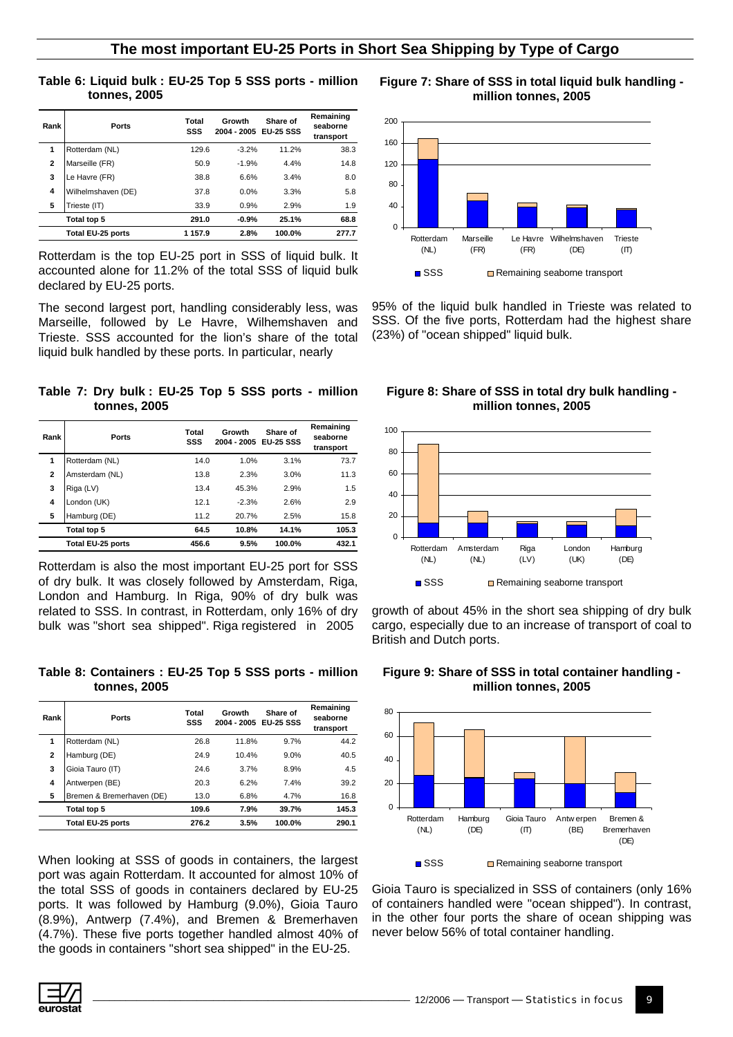## The most important EU-25 Ports in Short Sea Shipping by Type of Cargo

**Table 6: Liquid bulk : EU-25 Top 5 SSS ports - million tonnes, 2005**

| Rank | Ports | Total SSS | Growth 2004 - 2005 | Share of EU-25 SSS | Remaining seaborne transport |
|---|---|---|---|---|---|
| 1 | Rotterdam (NL) | 129.6 | -3.2% | 11.2% | 38.3 |
| 2 | Marseille (FR) | 50.9 | -1.9% | 4.4% | 14.8 |
| 3 | Le Havre (FR) | 38.8 | 6.6% | 3.4% | 8.0 |
| 4 | Wilhelmshaven (DE) | 37.8 | 0.0% | 3.3% | 5.8 |
| 5 | Trieste (IT) | 33.9 | 0.9% | 2.9% | 1.9 |
| | **Total top 5** | **291.0** | **-0.9%** | **25.1%** | **68.8** |
| | **Total EU-25 ports** | **1 157.9** | **2.8%** | **100.0%** | **277.7** |

Rotterdam is the top EU-25 port in SSS of liquid bulk. It accounted alone for 11.2% of the total SSS of liquid bulk declared by EU-25 ports.

The second largest port, handling considerably less, was Marseille, followed by Le Havre, Wilhemshaven and Trieste. SSS accounted for the lion's share of the total liquid bulk handled by these ports. In particular, nearly 95% of the liquid bulk handled in Trieste was related to SSS. Of the five ports, Rotterdam had the highest share (23%) of "ocean shipped" liquid bulk.

**Figure 7: Share of SSS in total liquid bulk handling - million tonnes, 2005**

**Table 7: Dry bulk : EU-25 Top 5 SSS ports - million tonnes, 2005**

| Rank | Ports | Total SSS | Growth 2004 - 2005 | Share of EU-25 SSS | Remaining seaborne transport |
|---|---|---|---|---|---|
| 1 | Rotterdam (NL) | 14.0 | 1.0% | 3.1% | 73.7 |
| 2 | Amsterdam (NL) | 13.8 | 2.3% | 3.0% | 11.3 |
| 3 | Riga (LV) | 13.4 | 45.3% | 2.9% | 1.5 |
| 4 | London (UK) | 12.1 | -2.3% | 2.6% | 2.9 |
| 5 | Hamburg (DE) | 11.2 | 20.7% | 2.5% | 15.8 |
| | **Total top 5** | **64.5** | **10.8%** | **14.1%** | **105.3** |
| | **Total EU-25 ports** | **456.6** | **9.5%** | **100.0%** | **432.1** |

Rotterdam is also the most important EU-25 port for SSS of dry bulk. It was closely followed by Amsterdam, Riga, London and Hamburg. In Riga, 90% of dry bulk was related to SSS. In contrast, in Rotterdam, only 16% of dry bulk was "short sea shipped". Riga registered in 2005 growth of about 45% in the short sea shipping of dry bulk cargo, especially due to an increase of transport of coal to British and Dutch ports.

**Figure 8: Share of SSS in total dry bulk handling - million tonnes, 2005**

**Table 8: Containers : EU-25 Top 5 SSS ports - million tonnes, 2005**

| Rank | Ports | Total SSS | Growth 2004 - 2005 | Share of EU-25 SSS | Remaining seaborne transport |
|---|---|---|---|---|---|
| 1 | Rotterdam (NL) | 26.8 | 11.8% | 9.7% | 44.2 |
| 2 | Hamburg (DE) | 24.9 | 10.4% | 9.0% | 40.5 |
| 3 | Gioia Tauro (IT) | 24.6 | 3.7% | 8.9% | 4.5 |
| 4 | Antwerpen (BE) | 20.3 | 6.2% | 7.4% | 39.2 |
| 5 | Bremen & Bremerhaven (DE) | 13.0 | 6.8% | 4.7% | 16.8 |
| | **Total top 5** | **109.6** | **7.9%** | **39.7%** | **145.3** |
| | **Total EU-25 ports** | **276.2** | **3.5%** | **100.0%** | **290.1** |

When looking at SSS of goods in containers, the largest port was again Rotterdam. It accounted for almost 10% of the total SSS of goods in containers declared by EU-25 ports. It was followed by Hamburg (9.0%), Gioia Tauro (8.9%), Antwerp (7.4%), and Bremen & Bremerhaven (4.7%). These five ports together handled almost 40% of the goods in containers "short sea shipped" in the EU-25.

**Figure 9: Share of SSS in total container handling - million tonnes, 2005**

Gioia Tauro is specialized in SSS of containers (only 16% of containers handled were "ocean shipped"). In contrast, in the other four ports the share of ocean shipping was never below 56% of total container handling.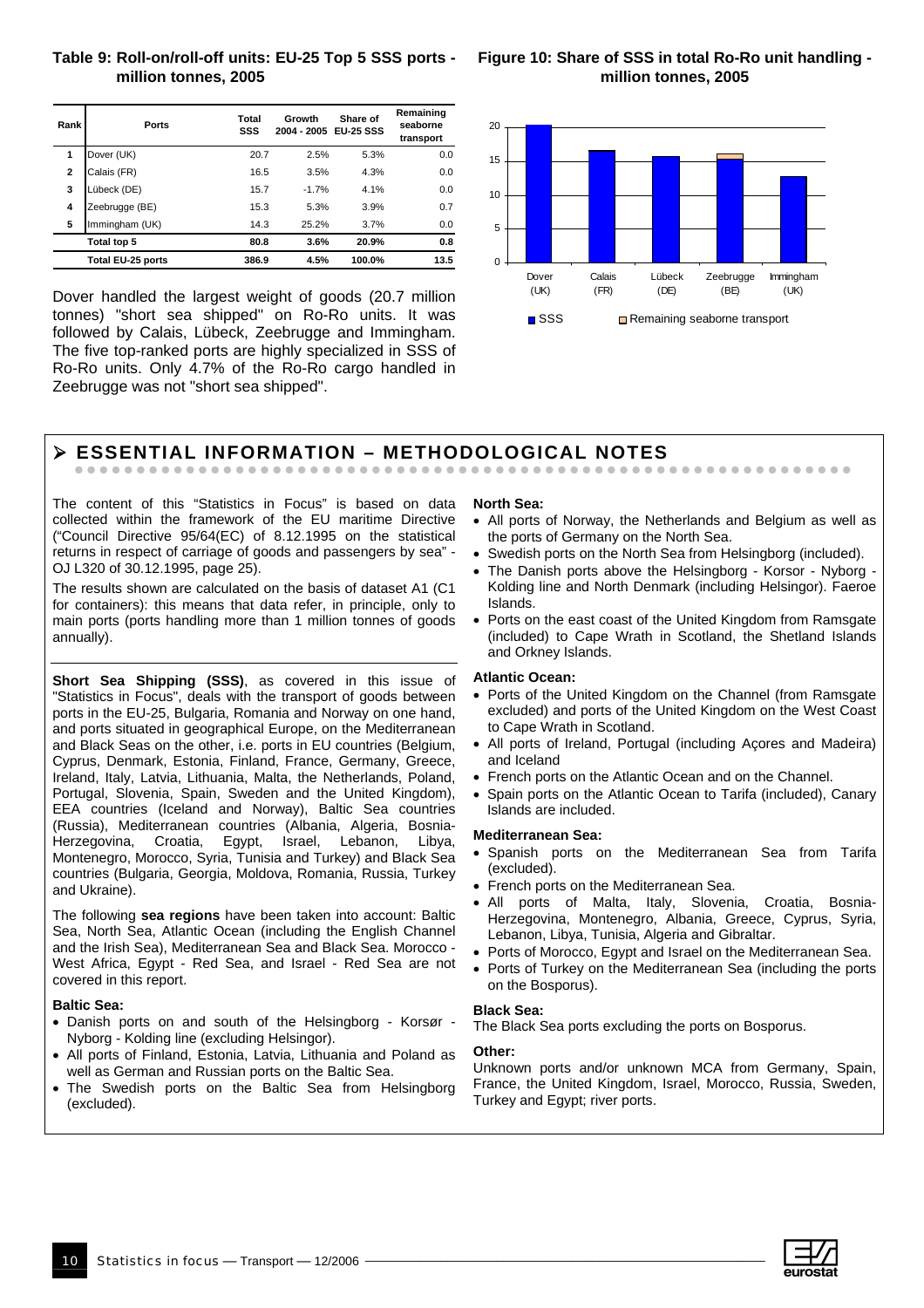**Table 9: Roll-on/roll-off units: EU-25 Top 5 SSS ports - million tonnes, 2005**

| Rank | Ports | Total SSS | Growth 2004 - 2005 | Share of EU-25 SSS | Remaining seaborne transport |
|---|---|---|---|---|---|
| 1 | Dover (UK) | 20.7 | 2.5% | 5.3% | 0.0 |
| 2 | Calais (FR) | 16.5 | 3.5% | 4.3% | 0.0 |
| 3 | Lübeck (DE) | 15.7 | -1.7% | 4.1% | 0.0 |
| 4 | Zeebrugge (BE) | 15.3 | 5.3% | 3.9% | 0.7 |
| 5 | Immingham (UK) | 14.3 | 25.2% | 3.7% | 0.0 |
| | **Total top 5** | **80.8** | **3.6%** | **20.9%** | **0.8** |
| | **Total EU-25 ports** | **386.9** | **4.5%** | **100.0%** | **13.5** |

Dover handled the largest weight of goods (20.7 million tonnes) "short sea shipped" on Ro-Ro units. It was followed by Calais, Lübeck, Zeebrugge and Immingham. The five top-ranked ports are highly specialized in SSS of Ro-Ro units. Only 4.7% of the Ro-Ro cargo handled in Zeebrugge was not "short sea shipped".

**Figure 10: Share of SSS in total Ro-Ro unit handling - million tonnes, 2005**

## ESSENTIAL INFORMATION – METHODOLOGICAL NOTES

The content of this "Statistics in Focus" is based on data collected within the framework of the EU maritime Directive ("Council Directive 95/64(EC) of 8.12.1995 on the statistical returns in respect of carriage of goods and passengers by sea" - OJ L320 of 30.12.1995, page 25).

The results shown are calculated on the basis of dataset A1 (C1 for containers): this means that data refer, in principle, only to main ports (ports handling more than 1 million tonnes of goods annually).

**Short Sea Shipping (SSS)**, as covered in this issue of "Statistics in Focus", deals with the transport of goods between ports in the EU-25, Bulgaria, Romania and Norway on one hand, and ports situated in geographical Europe, on the Mediterranean and Black Seas on the other, i.e. ports in EU countries (Belgium, Cyprus, Denmark, Estonia, Finland, France, Germany, Greece, Ireland, Italy, Latvia, Lithuania, Malta, the Netherlands, Poland, Portugal, Slovenia, Spain, Sweden and the United Kingdom), EEA countries (Iceland and Norway), Baltic Sea countries (Russia), Mediterranean countries (Albania, Algeria, Bosnia-Herzegovina, Croatia, Egypt, Israel, Lebanon, Libya, Montenegro, Morocco, Syria, Tunisia and Turkey) and Black Sea countries (Bulgaria, Georgia, Moldova, Romania, Russia, Turkey and Ukraine).

The following **sea regions** have been taken into account: Baltic Sea, North Sea, Atlantic Ocean (including the English Channel and the Irish Sea), Mediterranean Sea and Black Sea. Morocco - West Africa, Egypt - Red Sea, and Israel - Red Sea are not covered in this report.

**Baltic Sea:**

- Danish ports on and south of the Helsingborg - Korsør - Nyborg - Kolding line (excluding Helsingor).
- All ports of Finland, Estonia, Latvia, Lithuania and Poland as well as German and Russian ports on the Baltic Sea.
- The Swedish ports on the Baltic Sea from Helsingborg (excluded).

**North Sea:**

- All ports of Norway, the Netherlands and Belgium as well as the ports of Germany on the North Sea.
- Swedish ports on the North Sea from Helsingborg (included).
- The Danish ports above the Helsingborg - Korsor - Nyborg - Kolding line and North Denmark (including Helsingor). Faeroe Islands.
- Ports on the east coast of the United Kingdom from Ramsgate (included) to Cape Wrath in Scotland, the Shetland Islands and Orkney Islands.

**Atlantic Ocean:**

- Ports of the United Kingdom on the Channel (from Ramsgate excluded) and ports of the United Kingdom on the West Coast to Cape Wrath in Scotland.
- All ports of Ireland, Portugal (including Açores and Madeira) and Iceland
- French ports on the Atlantic Ocean and on the Channel.
- Spain ports on the Atlantic Ocean to Tarifa (included), Canary Islands are included.

**Mediterranean Sea:**

- Spanish ports on the Mediterranean Sea from Tarifa (excluded).
- French ports on the Mediterranean Sea.
- All ports of Malta, Italy, Slovenia, Croatia, Bosnia-Herzegovina, Montenegro, Albania, Greece, Cyprus, Syria, Lebanon, Libya, Tunisia, Algeria and Gibraltar.
- Ports of Morocco, Egypt and Israel on the Mediterranean Sea.
- Ports of Turkey on the Mediterranean Sea (including the ports on the Bosporus).

**Black Sea:**

The Black Sea ports excluding the ports on Bosporus.

**Other:**

Unknown ports and/or unknown MCA from Germany, Spain, France, the United Kingdom, Israel, Morocco, Russia, Sweden, Turkey and Egypt; river ports.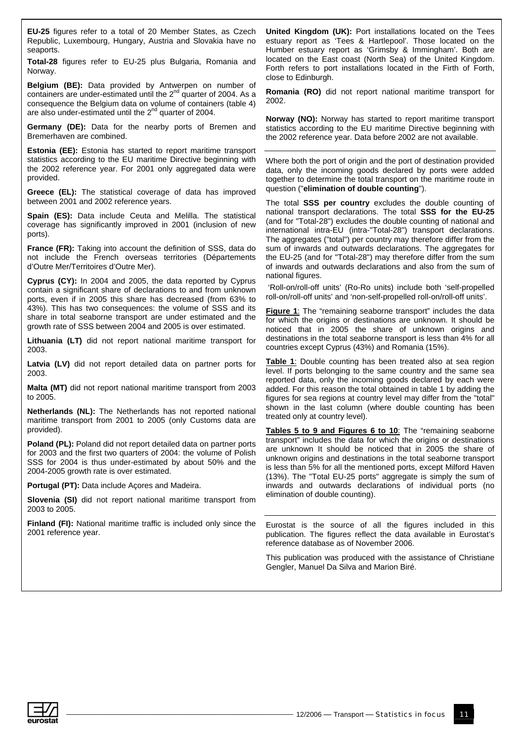**EU-25** figures refer to a total of 20 Member States, as Czech Republic, Luxembourg, Hungary, Austria and Slovakia have no seaports.

**Total-28** figures refer to EU-25 plus Bulgaria, Romania and Norway.

**Belgium (BE):** Data provided by Antwerpen on number of containers are under-estimated until the 2nd quarter of 2004. As a consequence the Belgium data on volume of containers (table 4) are also under-estimated until the 2nd quarter of 2004.

**Germany (DE):** Data for the nearby ports of Bremen and Bremerhaven are combined.

**Estonia (EE):** Estonia has started to report maritime transport statistics according to the EU maritime Directive beginning with the 2002 reference year. For 2001 only aggregated data were provided.

**Greece (EL):** The statistical coverage of data has improved between 2001 and 2002 reference years.

**Spain (ES):** Data include Ceuta and Melilla. The statistical coverage has significantly improved in 2001 (inclusion of new ports).

**France (FR):** Taking into account the definition of SSS, data do not include the French overseas territories (Départements d'Outre Mer/Territoires d'Outre Mer).

**Cyprus (CY):** In 2004 and 2005, the data reported by Cyprus contain a significant share of declarations to and from unknown ports, even if in 2005 this share has decreased (from 63% to 43%). This has two consequences: the volume of SSS and its share in total seaborne transport are under estimated and the growth rate of SSS between 2004 and 2005 is over estimated.

**Lithuania (LT)** did not report national maritime transport for 2003.

**Latvia (LV)** did not report detailed data on partner ports for 2003.

**Malta (MT)** did not report national maritime transport from 2003 to 2005.

**Netherlands (NL):** The Netherlands has not reported national maritime transport from 2001 to 2005 (only Customs data are provided).

**Poland (PL):** Poland did not report detailed data on partner ports for 2003 and the first two quarters of 2004: the volume of Polish SSS for 2004 is thus under-estimated by about 50% and the 2004-2005 growth rate is over estimated.

**Portugal (PT):** Data include Açores and Madeira.

**Slovenia (SI)** did not report national maritime transport from 2003 to 2005.

**Finland (FI):** National maritime traffic is included only since the 2001 reference year.

**United Kingdom (UK):** Port installations located on the Tees estuary report as 'Tees & Hartlepool'. Those located on the Humber estuary report as 'Grimsby & Immingham'. Both are located on the East coast (North Sea) of the United Kingdom. Forth refers to port installations located in the Firth of Forth, close to Edinburgh.

**Romania (RO)** did not report national maritime transport for 2002.

**Norway (NO):** Norway has started to report maritime transport statistics according to the EU maritime Directive beginning with the 2002 reference year. Data before 2002 are not available.

---

Where both the port of origin and the port of destination provided data, only the incoming goods declared by ports were added together to determine the total transport on the maritime route in question ("**elimination of double counting**").

The total **SSS per country** excludes the double counting of national transport declarations. The total **SSS for the EU-25** (and for "Total-28") excludes the double counting of national and international intra-EU (intra-"Total-28") transport declarations. The aggregates ("total") per country may therefore differ from the sum of inwards and outwards declarations. The aggregates for the EU-25 (and for "Total-28") may therefore differ from the sum of inwards and outwards declarations and also from the sum of national figures.

'Roll-on/roll-off units' (Ro-Ro units) include both 'self-propelled roll-on/roll-off units' and 'non-self-propelled roll-on/roll-off units'.

**Figure 1**: The "remaining seaborne transport" includes the data for which the origins or destinations are unknown. It should be noticed that in 2005 the share of unknown origins and destinations in the total seaborne transport is less than 4% for all countries except Cyprus (43%) and Romania (15%).

**Table 1**: Double counting has been treated also at sea region level. If ports belonging to the same country and the same sea reported data, only the incoming goods declared by each were added. For this reason the total obtained in table 1 by adding the figures for sea regions at country level may differ from the "total" shown in the last column (where double counting has been treated only at country level).

**Tables 5 to 9 and Figures 6 to 10**: The "remaining seaborne transport" includes the data for which the origins or destinations are unknown It should be noticed that in 2005 the share of unknown origins and destinations in the total seaborne transport is less than 5% for all the mentioned ports, except Milford Haven (13%). The "Total EU-25 ports" aggregate is simply the sum of inwards and outwards declarations of individual ports (no elimination of double counting).

---

Eurostat is the source of all the figures included in this publication. The figures reflect the data available in Eurostat's reference database as of November 2006.

This publication was produced with the assistance of Christiane Gengler, Manuel Da Silva and Marion Biré.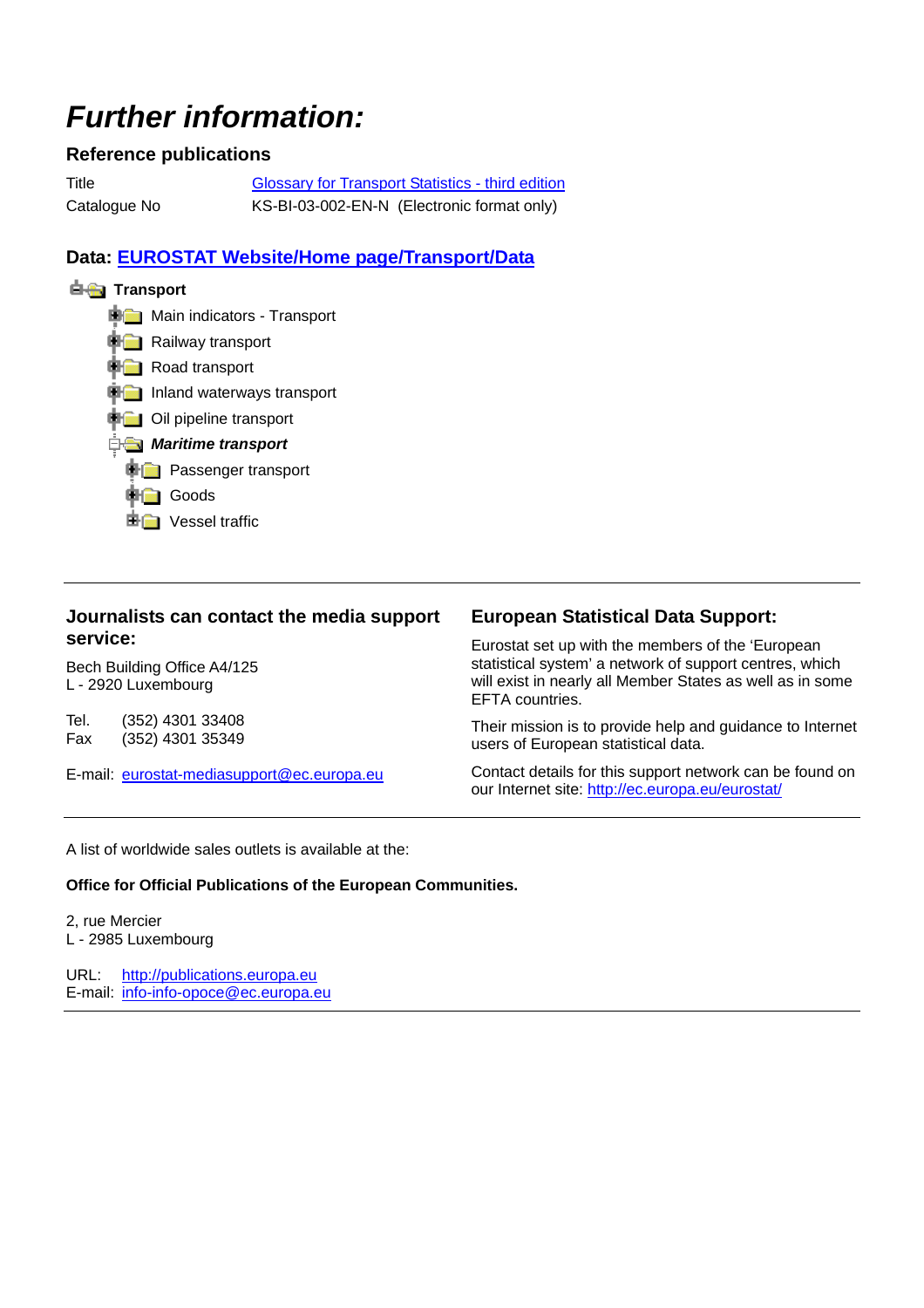# *Further information:*

### Reference publications

| | |
|---|---|
| Title | Glossary for Transport Statistics - third edition |
| Catalogue No | KS-BI-03-002-EN-N (Electronic format only) |

### Data: EUROSTAT Website/Home page/Transport/Data

- **Transport**
  - Main indicators - Transport
  - Railway transport
  - Road transport
  - Inland waterways transport
  - Oil pipeline transport
  - ***Maritime transport***
    - Passenger transport
    - Goods
    - Vessel traffic

---

### Journalists can contact the media support service:

Bech Building Office A4/125
L - 2920 Luxembourg

Tel. (352) 4301 33408
Fax (352) 4301 35349

E-mail: eurostat-mediasupport@ec.europa.eu

### European Statistical Data Support:

Eurostat set up with the members of the 'European statistical system' a network of support centres, which will exist in nearly all Member States as well as in some EFTA countries.

Their mission is to provide help and guidance to Internet users of European statistical data.

Contact details for this support network can be found on our Internet site: http://ec.europa.eu/eurostat/

---

A list of worldwide sales outlets is available at the:

**Office for Official Publications of the European Communities.**

2, rue Mercier
L - 2985 Luxembourg

URL: http://publications.europa.eu
E-mail: info-info-opoce@ec.europa.eu